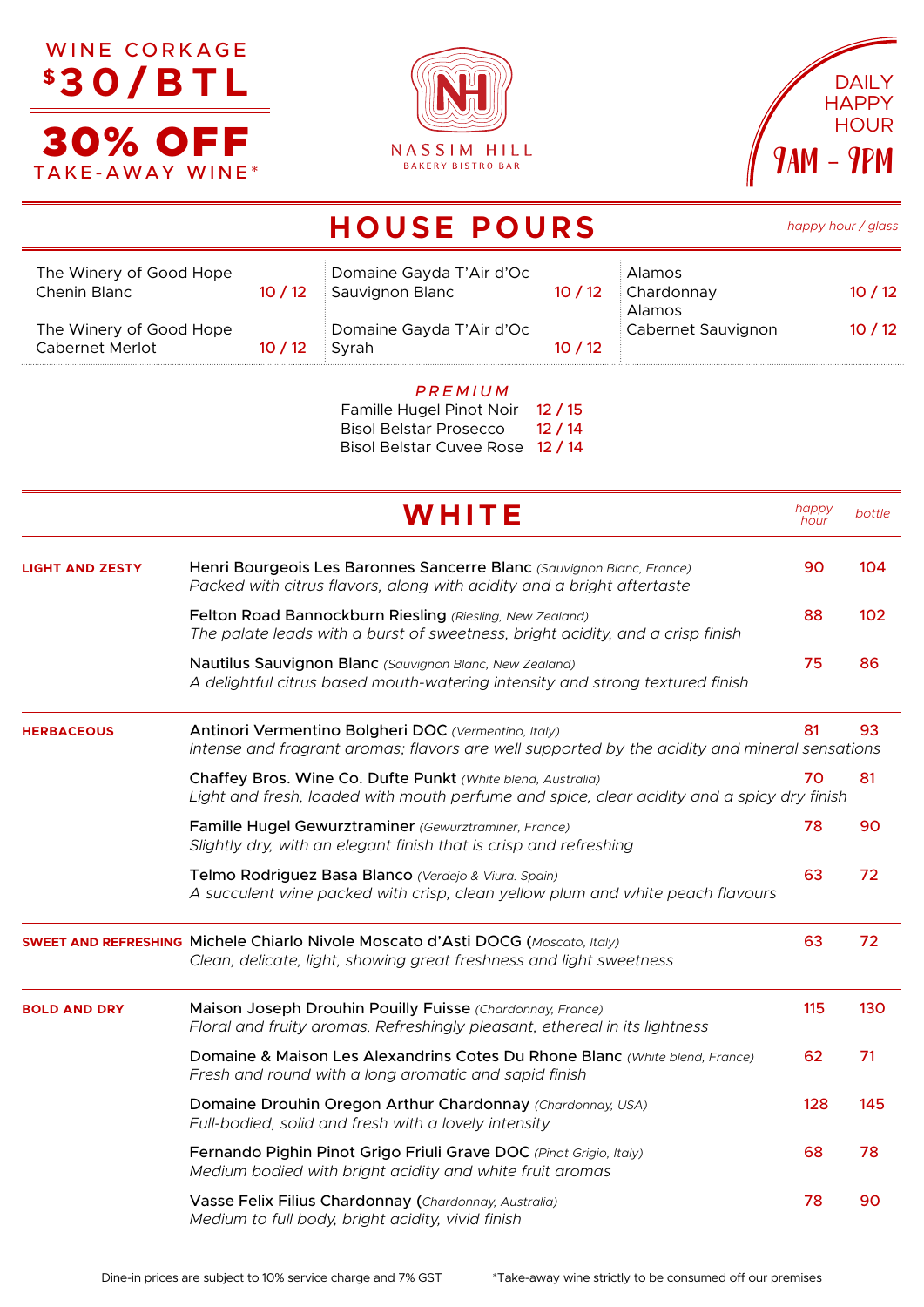WINE CORKAGE **$30/BTL**

**30% OFF** TAKE-AWAY WINE*

NASSIM HILL
BAKERY BISTRO BAR

DAILY HAPPY HOUR
9AM - 9PM

## HOUSE POURS

*happy hour / glass*

| Wine | Price |
|---|---|
| The Winery of Good Hope Chenin Blanc | 10 / 12 |
| The Winery of Good Hope Cabernet Merlot | 10 / 12 |
| Domaine Gayda T'Air d'Oc Sauvignon Blanc | 10 / 12 |
| Domaine Gayda T'Air d'Oc Syrah | 10 / 12 |
| Alamos Chardonnay | 10 / 12 |
| Alamos Cabernet Sauvignon | 10 / 12 |

### *PREMIUM*

| Wine | Price |
|---|---|
| Famille Hugel Pinot Noir | 12 / 15 |
| Bisol Belstar Prosecco | 12 / 14 |
| Bisol Belstar Cuvee Rose | 12 / 14 |

## WHITE

| Style | Wine | *happy hour* | *bottle* |
|---|---|---|---|
| **LIGHT AND ZESTY** | Henri Bourgeois Les Baronnes Sancerre Blanc *(Sauvignon Blanc, France)*<br>*Packed with citrus flavors, along with acidity and a bright aftertaste* | 90 | 104 |
| | Felton Road Bannockburn Riesling *(Riesling, New Zealand)*<br>*The palate leads with a burst of sweetness, bright acidity, and a crisp finish* | 88 | 102 |
| | Nautilus Sauvignon Blanc *(Sauvignon Blanc, New Zealand)*<br>*A delightful citrus based mouth-watering intensity and strong textured finish* | 75 | 86 |
| **HERBACEOUS** | Antinori Vermentino Bolgheri DOC *(Vermentino, Italy)*<br>*Intense and fragrant aromas; flavors are well supported by the acidity and mineral sensations* | 81 | 93 |
| | Chaffey Bros. Wine Co. Dufte Punkt *(White blend, Australia)*<br>*Light and fresh, loaded with mouth perfume and spice, clear acidity and a spicy dry finish* | 70 | 81 |
| | Famille Hugel Gewurztraminer *(Gewurztraminer, France)*<br>*Slightly dry, with an elegant finish that is crisp and refreshing* | 78 | 90 |
| | Telmo Rodriguez Basa Blanco *(Verdejo & Viura. Spain)*<br>*A succulent wine packed with crisp, clean yellow plum and white peach flavours* | 63 | 72 |
| **SWEET AND REFRESHING** | Michele Chiarlo Nivole Moscato d'Asti DOCG *(Moscato, Italy)*<br>*Clean, delicate, light, showing great freshness and light sweetness* | 63 | 72 |
| **BOLD AND DRY** | Maison Joseph Drouhin Pouilly Fuisse *(Chardonnay, France)*<br>*Floral and fruity aromas. Refreshingly pleasant, ethereal in its lightness* | 115 | 130 |
| | Domaine & Maison Les Alexandrins Cotes Du Rhone Blanc *(White blend, France)*<br>*Fresh and round with a long aromatic and sapid finish* | 62 | 71 |
| | Domaine Drouhin Oregon Arthur Chardonnay *(Chardonnay, USA)*<br>*Full-bodied, solid and fresh with a lovely intensity* | 128 | 145 |
| | Fernando Pighin Pinot Grigo Friuli Grave DOC *(Pinot Grigio, Italy)*<br>*Medium bodied with bright acidity and white fruit aromas* | 68 | 78 |
| | Vasse Felix Filius Chardonnay *(Chardonnay, Australia)*<br>*Medium to full body, bright acidity, vivid finish* | 78 | 90 |

Dine-in prices are subject to 10% service charge and 7% GST

*Take-away wine strictly to be consumed off our premises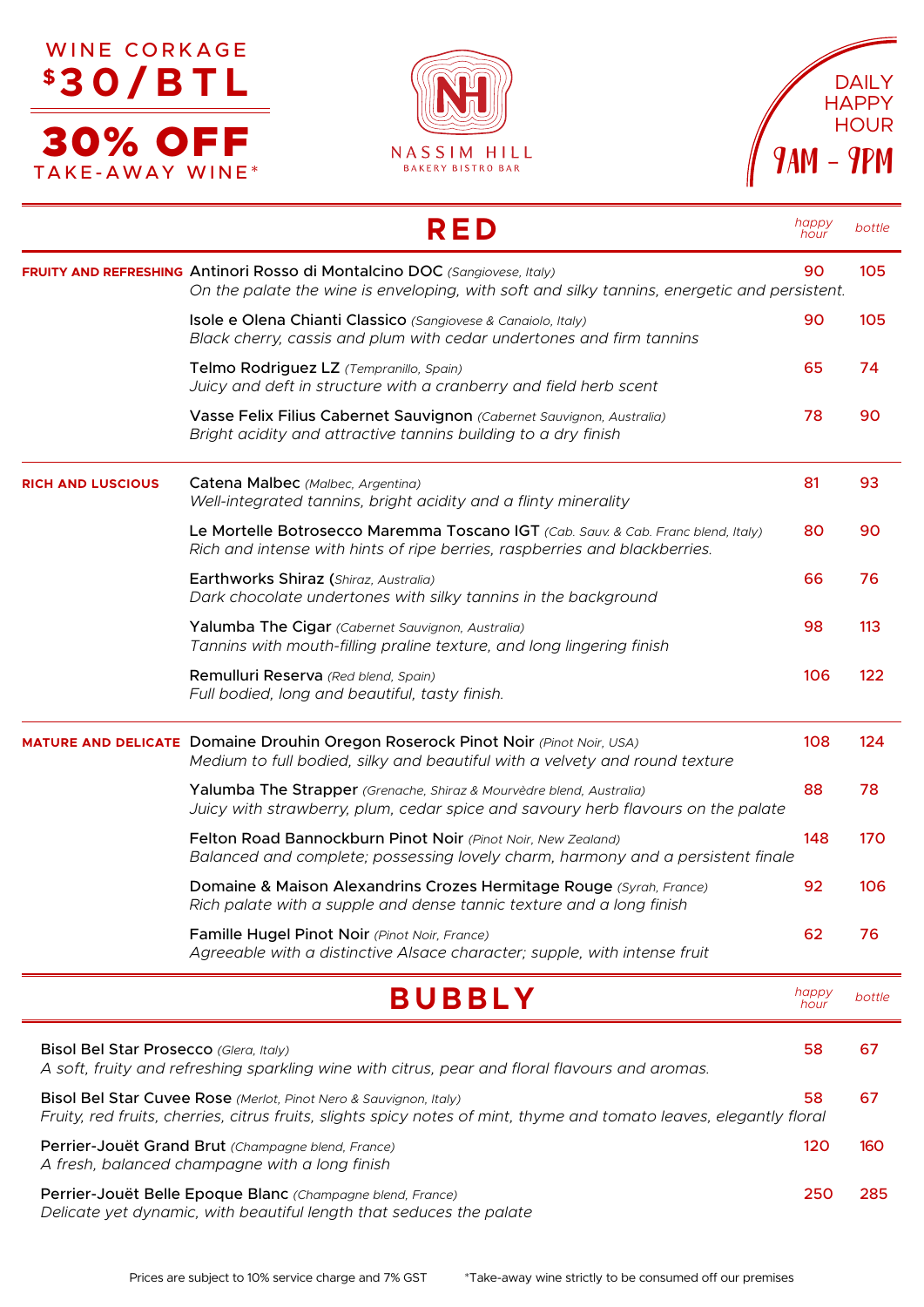WINE CORKAGE **$30/BTL**

**30% OFF** TAKE-AWAY WINE*

NASSIM HILL
BAKERY BISTRO BAR

DAILY HAPPY HOUR
9AM - 9PM

## RED

| | | happy hour | bottle |
|---|---|---|---|
| **FRUITY AND REFRESHING** | Antinori Rosso di Montalcino DOC *(Sangiovese, Italy)*<br>*On the palate the wine is enveloping, with soft and silky tannins, energetic and persistent.* | 90 | 105 |
| | Isole e Olena Chianti Classico *(Sangiovese & Canaiolo, Italy)*<br>*Black cherry, cassis and plum with cedar undertones and firm tannins* | 90 | 105 |
| | Telmo Rodriguez LZ *(Tempranillo, Spain)*<br>*Juicy and deft in structure with a cranberry and field herb scent* | 65 | 74 |
| | Vasse Felix Filius Cabernet Sauvignon *(Cabernet Sauvignon, Australia)*<br>*Bright acidity and attractive tannins building to a dry finish* | 78 | 90 |
| **RICH AND LUSCIOUS** | Catena Malbec *(Malbec, Argentina)*<br>*Well-integrated tannins, bright acidity and a flinty minerality* | 81 | 93 |
| | Le Mortelle Botrosecco Maremma Toscano IGT *(Cab. Sauv. & Cab. Franc blend, Italy)*<br>*Rich and intense with hints of ripe berries, raspberries and blackberries.* | 80 | 90 |
| | Earthworks Shiraz (*Shiraz, Australia)*<br>*Dark chocolate undertones with silky tannins in the background* | 66 | 76 |
| | Yalumba The Cigar *(Cabernet Sauvignon, Australia)*<br>*Tannins with mouth-filling praline texture, and long lingering finish* | 98 | 113 |
| | Remulluri Reserva *(Red blend, Spain)*<br>*Full bodied, long and beautiful, tasty finish.* | 106 | 122 |
| **MATURE AND DELICATE** | Domaine Drouhin Oregon Roserock Pinot Noir *(Pinot Noir, USA)*<br>*Medium to full bodied, silky and beautiful with a velvety and round texture* | 108 | 124 |
| | Yalumba The Strapper *(Grenache, Shiraz & Mourvèdre blend, Australia)*<br>*Juicy with strawberry, plum, cedar spice and savoury herb flavours on the palate* | 88 | 78 |
| | Felton Road Bannockburn Pinot Noir *(Pinot Noir, New Zealand)*<br>*Balanced and complete; possessing lovely charm, harmony and a persistent finale* | 148 | 170 |
| | Domaine & Maison Alexandrins Crozes Hermitage Rouge *(Syrah, France)*<br>*Rich palate with a supple and dense tannic texture and a long finish* | 92 | 106 |
| | Famille Hugel Pinot Noir *(Pinot Noir, France)*<br>*Agreeable with a distinctive Alsace character; supple, with intense fruit* | 62 | 76 |

## BUBBLY

| | happy hour | bottle |
|---|---|---|
| Bisol Bel Star Prosecco *(Glera, Italy)*<br>*A soft, fruity and refreshing sparkling wine with citrus, pear and floral flavours and aromas.* | 58 | 67 |
| Bisol Bel Star Cuvee Rose *(Merlot, Pinot Nero & Sauvignon, Italy)*<br>*Fruity, red fruits, cherries, citrus fruits, slights spicy notes of mint, thyme and tomato leaves, elegantly floral* | 58 | 67 |
| Perrier-Jouët Grand Brut *(Champagne blend, France)*<br>*A fresh, balanced champagne with a long finish* | 120 | 160 |
| Perrier-Jouët Belle Epoque Blanc *(Champagne blend, France)*<br>*Delicate yet dynamic, with beautiful length that seduces the palate* | 250 | 285 |

Prices are subject to 10% service charge and 7% GST

*Take-away wine strictly to be consumed off our premises